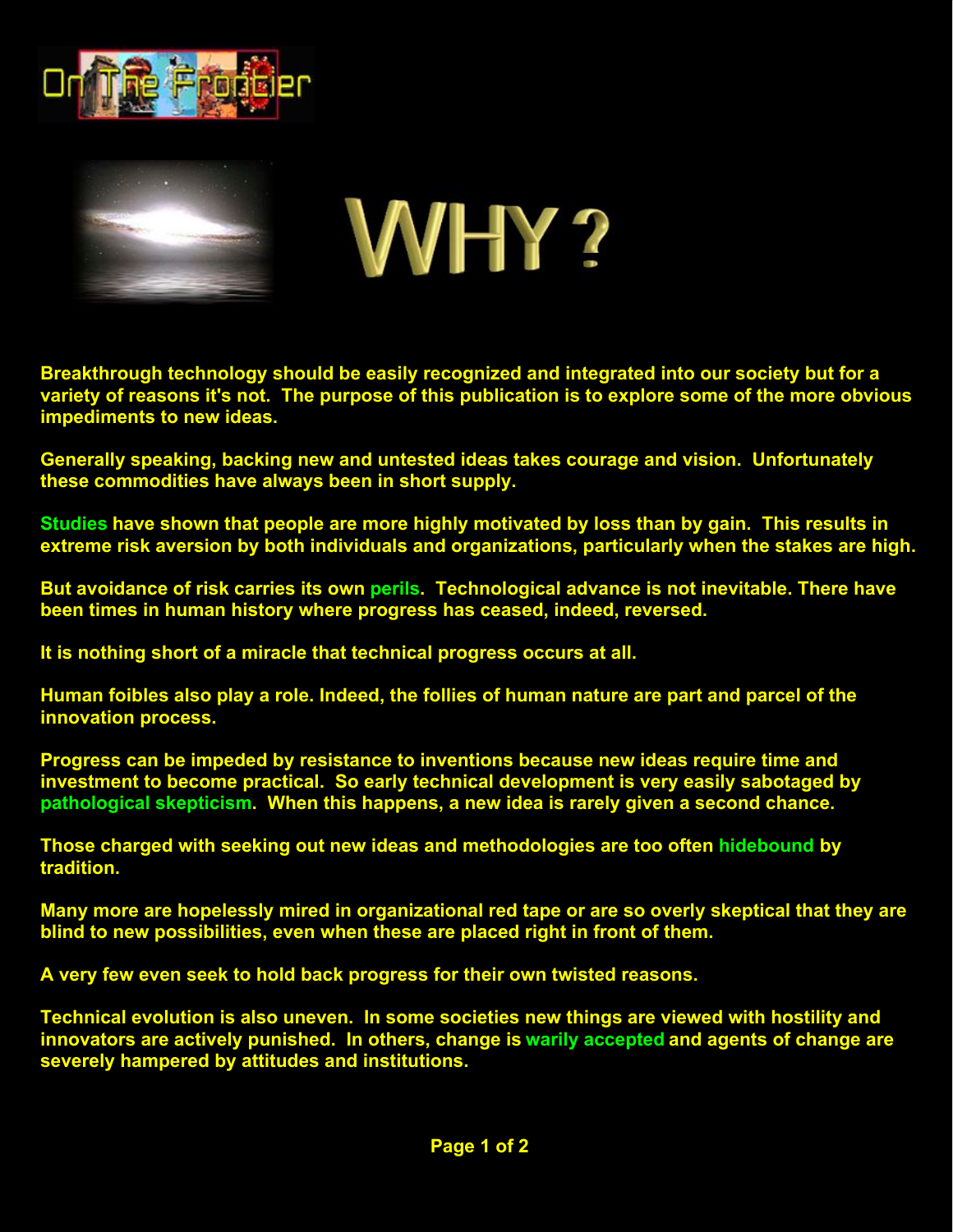# WHY ?

Breakthrough technology should be easily recognized and integrated into our society but for a variety of reasons it's not. The purpose of this publication is to explore some of the more obvious impediments to new ideas.

Generally speaking, backing new and untested ideas takes courage and vision. Unfortunately these commodities have always been in short supply.

Studies have shown that people are more highly motivated by loss than by gain. This results in extreme risk aversion by both individuals and organizations, particularly when the stakes are high.

But avoidance of risk carries its own perils. Technological advance is not inevitable. There have been times in human history where progress has ceased, indeed, reversed.

It is nothing short of a miracle that technical progress occurs at all.

Human foibles also play a role. Indeed, the follies of human nature are part and parcel of the innovation process.

Progress can be impeded by resistance to inventions because new ideas require time and investment to become practical. So early technical development is very easily sabotaged by pathological skepticism. When this happens, a new idea is rarely given a second chance.

Those charged with seeking out new ideas and methodologies are too often hidebound by tradition.

Many more are hopelessly mired in organizational red tape or are so overly skeptical that they are blind to new possibilities, even when these are placed right in front of them.

A very few even seek to hold back progress for their own twisted reasons.

Technical evolution is also uneven. In some societies new things are viewed with hostility and innovators are actively punished. In others, change is warily accepted and agents of change are severely hampered by attitudes and institutions.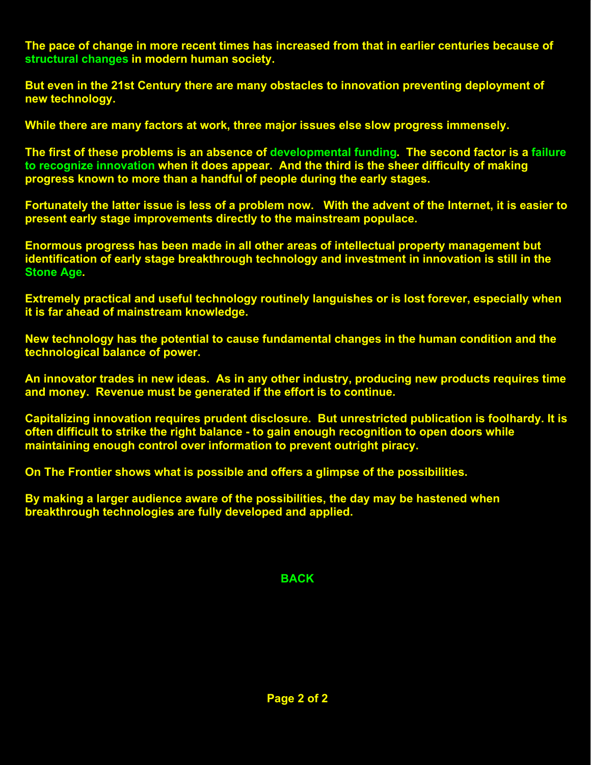**The pace of change in more recent times has increased from that in earlier centuries because of structural changes in modern human society.**

**But even in the 21st Century there are many obstacles to innovation preventing deployment of new technology.**

**While there are many factors at work, three major issues else slow progress immensely.**

**The first of these problems is an absence of developmental funding. The second factor is a failure to recognize innovation when it does appear. And the third is the sheer difficulty of making progress known to more than a handful of people during the early stages.**

**Fortunately the latter issue is less of a problem now. With the advent of the Internet, it is easier to present early stage improvements directly to the mainstream populace.**

**Enormous progress has been made in all other areas of intellectual property management but identification of early stage breakthrough technology and investment in innovation is still in the Stone Age.**

**Extremely practical and useful technology routinely languishes or is lost forever, especially when it is far ahead of mainstream knowledge.**

**New technology has the potential to cause fundamental changes in the human condition and the technological balance of power.**

**An innovator trades in new ideas. As in any other industry, producing new products requires time and money. Revenue must be generated if the effort is to continue.**

**Capitalizing innovation requires prudent disclosure. But unrestricted publication is foolhardy. It is often difficult to strike the right balance - to gain enough recognition to open doors while maintaining enough control over information to prevent outright piracy.**

**On The Frontier shows what is possible and offers a glimpse of the possibilities.**

**By making a larger audience aware of the possibilities, the day may be hastened when breakthrough technologies are fully developed and applied.**

**BACK**